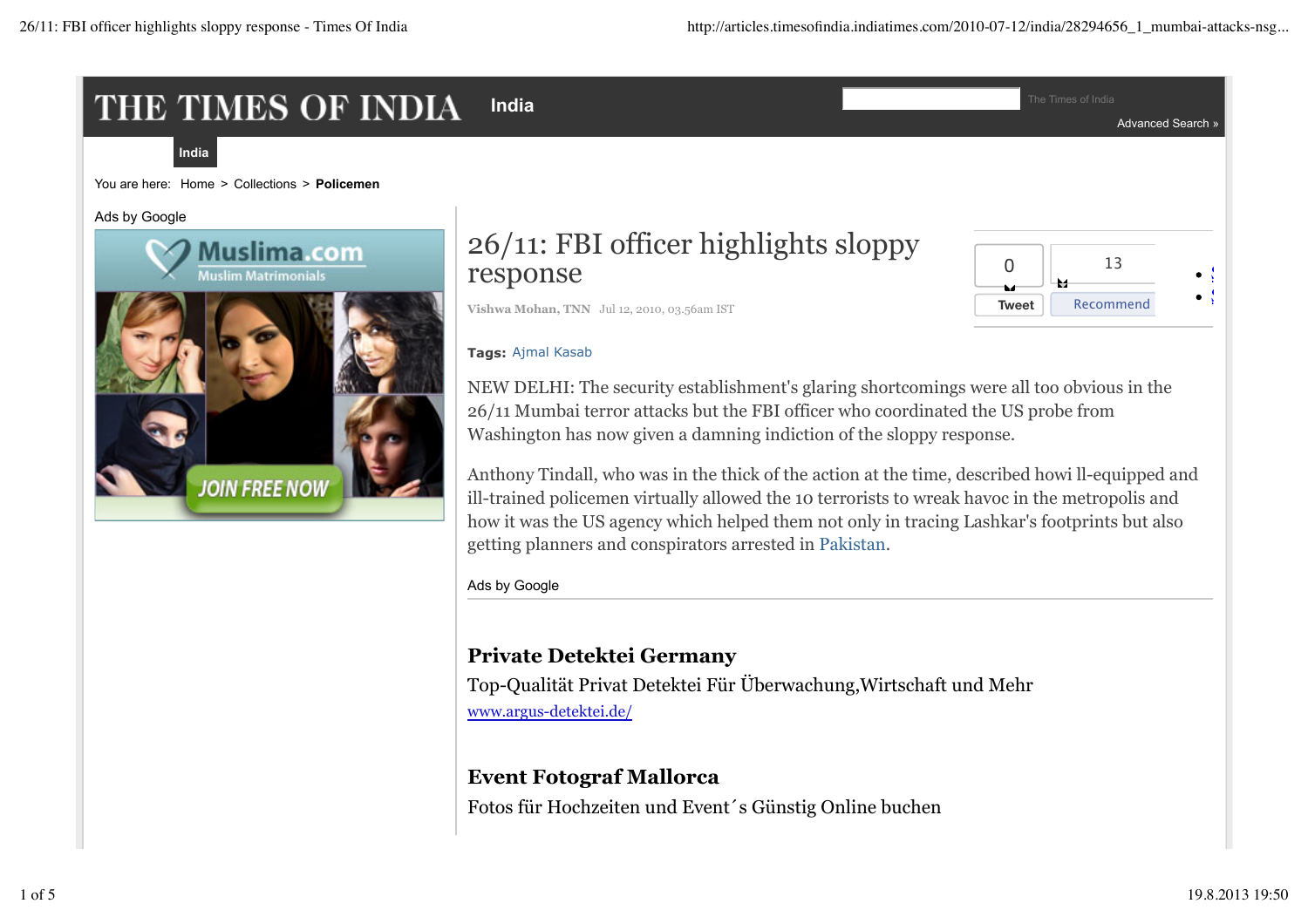THE TIMES OF INDIA | India

You are here: Home > Collections > **Policemen**

Ads by Google

# 26/11: FBI officer highlights sloppy response

Vishwa Mohan, TNN Jul 12, 2010, 03.56am IST

**Tags:** Ajmal Kasab

NEW DELHI: The security establishment's glaring shortcomings were all too obvious in the 26/11 Mumbai terror attacks but the FBI officer who coordinated the US probe from Washington has now given a damning indiction of the sloppy response.

Anthony Tindall, who was in the thick of the action at the time, described howi ll-equipped and ill-trained policemen virtually allowed the 10 terrorists to wreak havoc in the metropolis and how it was the US agency which helped them not only in tracing Lashkar's footprints but also getting planners and conspirators arrested in Pakistan.

Ads by Google

**Private Detektei Germany**

Top-Qualität Privat Detektei Für Überwachung,Wirtschaft und Mehr

www.argus-detektei.de/

**Event Fotograf Mallorca**

Fotos für Hochzeiten und Event´s Günstig Online buchen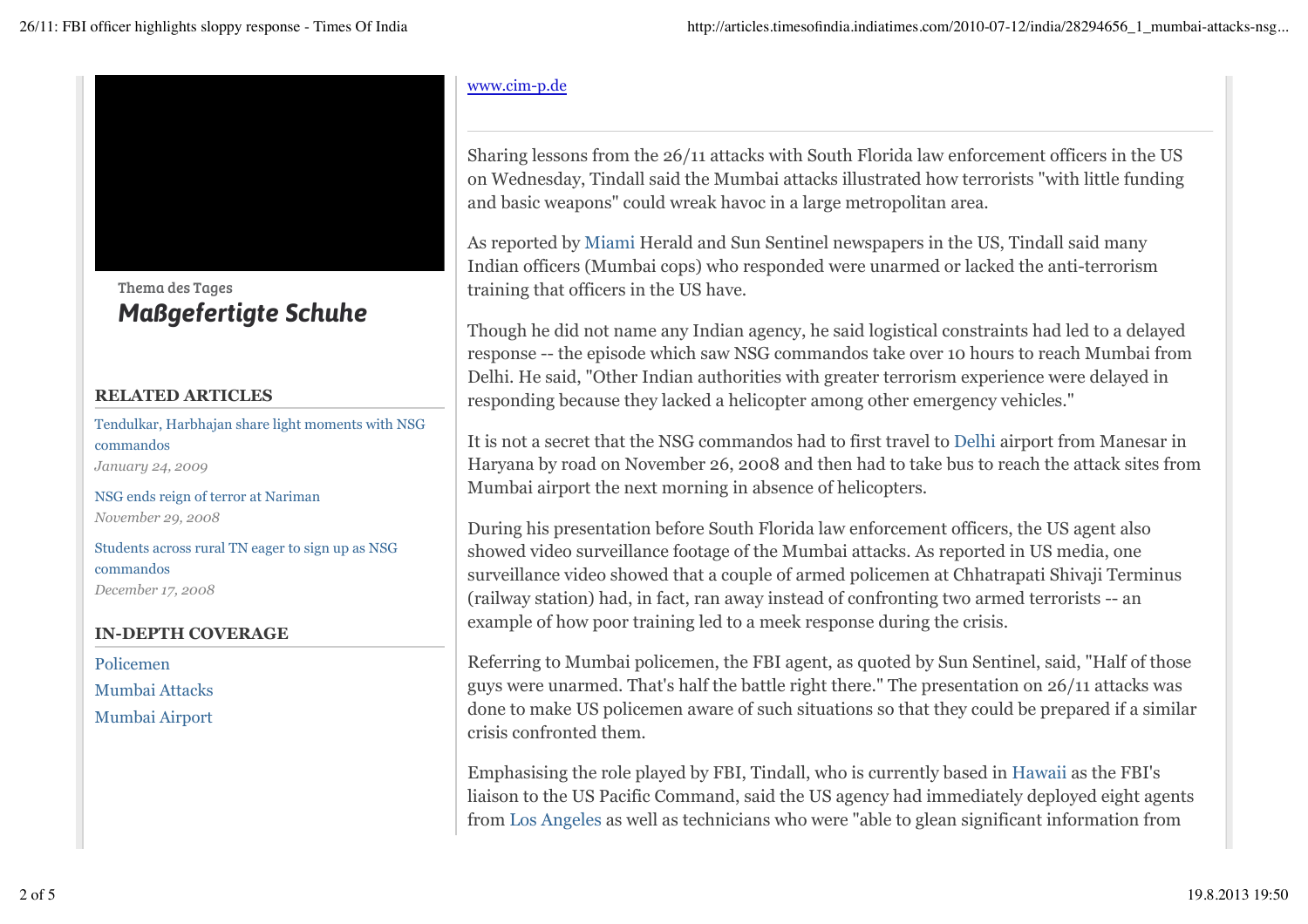www.cim-p.de

Thema des Tages

***Maßgefertigte Schuhe***

**RELATED ARTICLES**

Tendulkar, Harbhajan share light moments with NSG commandos
*January 24, 2009*

NSG ends reign of terror at Nariman
*November 29, 2008*

Students across rural TN eager to sign up as NSG commandos
*December 17, 2008*

**IN-DEPTH COVERAGE**

Policemen
Mumbai Attacks
Mumbai Airport

---

Sharing lessons from the 26/11 attacks with South Florida law enforcement officers in the US on Wednesday, Tindall said the Mumbai attacks illustrated how terrorists "with little funding and basic weapons" could wreak havoc in a large metropolitan area.

As reported by Miami Herald and Sun Sentinel newspapers in the US, Tindall said many Indian officers (Mumbai cops) who responded were unarmed or lacked the anti-terrorism training that officers in the US have.

Though he did not name any Indian agency, he said logistical constraints had led to a delayed response -- the episode which saw NSG commandos take over 10 hours to reach Mumbai from Delhi. He said, "Other Indian authorities with greater terrorism experience were delayed in responding because they lacked a helicopter among other emergency vehicles."

It is not a secret that the NSG commandos had to first travel to Delhi airport from Manesar in Haryana by road on November 26, 2008 and then had to take bus to reach the attack sites from Mumbai airport the next morning in absence of helicopters.

During his presentation before South Florida law enforcement officers, the US agent also showed video surveillance footage of the Mumbai attacks. As reported in US media, one surveillance video showed that a couple of armed policemen at Chhatrapati Shivaji Terminus (railway station) had, in fact, ran away instead of confronting two armed terrorists -- an example of how poor training led to a meek response during the crisis.

Referring to Mumbai policemen, the FBI agent, as quoted by Sun Sentinel, said, "Half of those guys were unarmed. That's half the battle right there." The presentation on 26/11 attacks was done to make US policemen aware of such situations so that they could be prepared if a similar crisis confronted them.

Emphasising the role played by FBI, Tindall, who is currently based in Hawaii as the FBI's liaison to the US Pacific Command, said the US agency had immediately deployed eight agents from Los Angeles as well as technicians who were "able to glean significant information from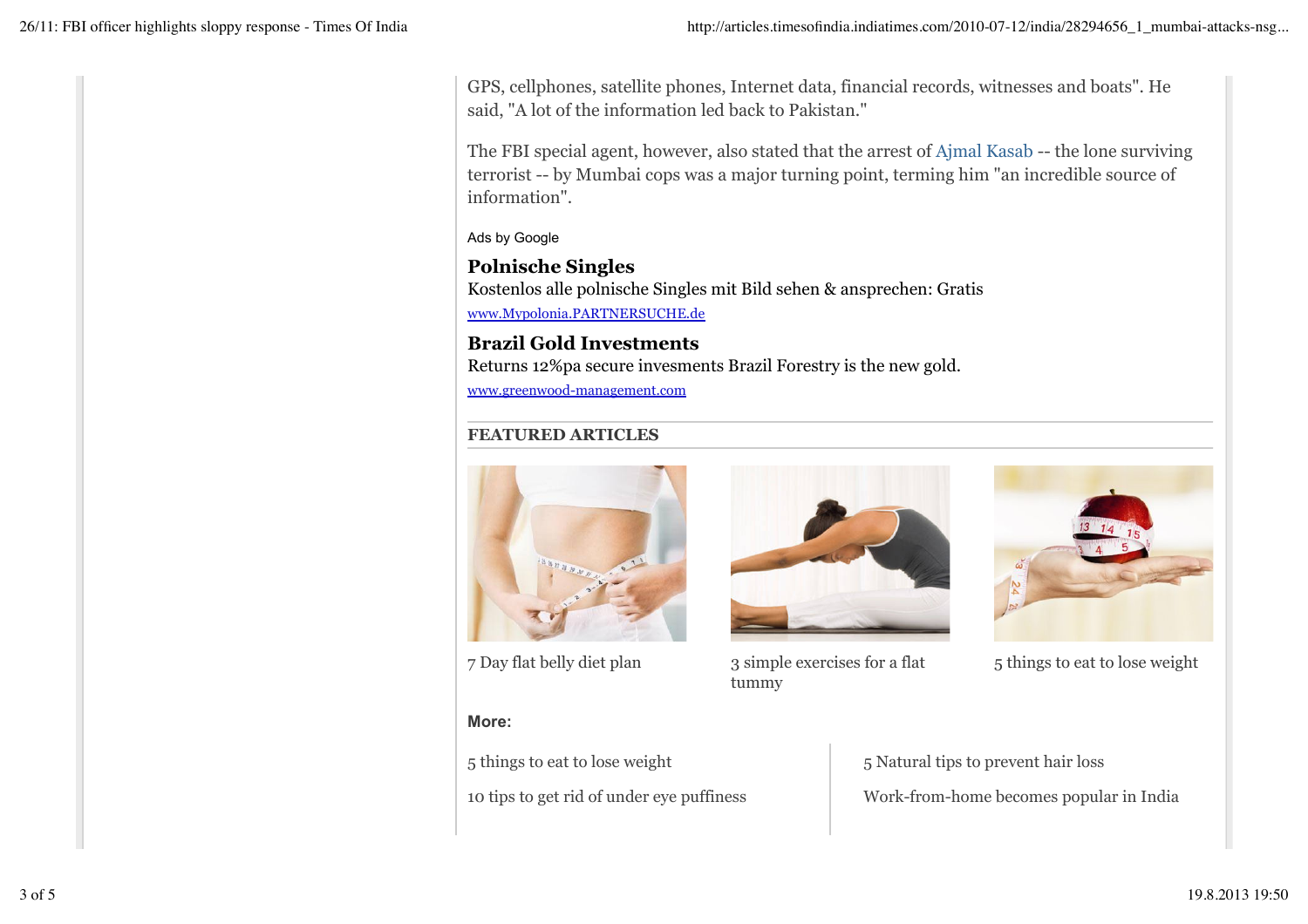GPS, cellphones, satellite phones, Internet data, financial records, witnesses and boats". He said, "A lot of the information led back to Pakistan."

The FBI special agent, however, also stated that the arrest of Ajmal Kasab -- the lone surviving terrorist -- by Mumbai cops was a major turning point, terming him "an incredible source of information".

Ads by Google

**Polnische Singles**
Kostenlos alle polnische Singles mit Bild sehen & ansprechen: Gratis
www.Mypolonia.PARTNERSUCHE.de

**Brazil Gold Investments**
Returns 12%pa secure invesments Brazil Forestry is the new gold.
www.greenwood-management.com

## FEATURED ARTICLES

7 Day flat belly diet plan

3 simple exercises for a flat tummy

5 things to eat to lose weight

**More:**

5 things to eat to lose weight

10 tips to get rid of under eye puffiness

5 Natural tips to prevent hair loss

Work-from-home becomes popular in India